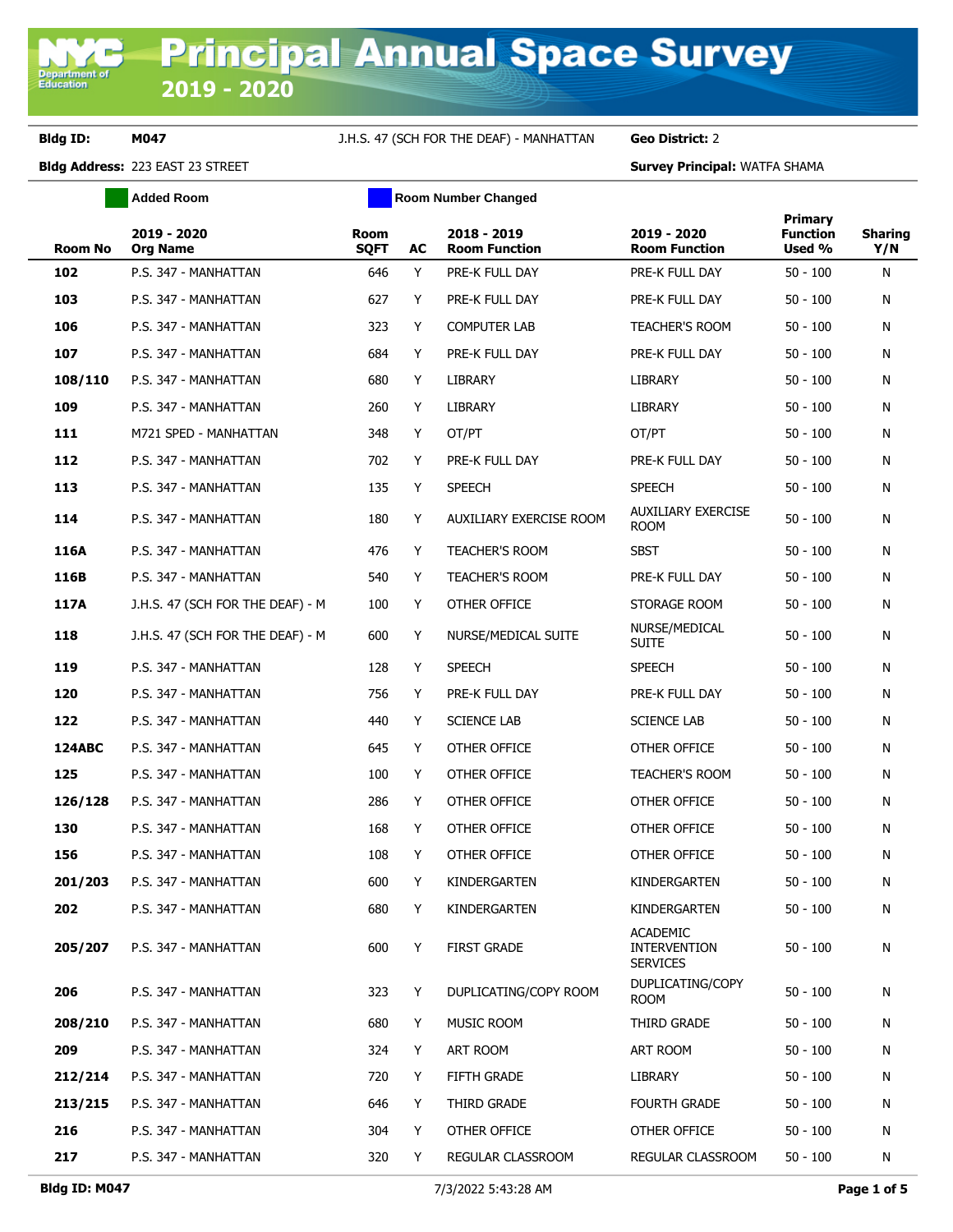# Principal Annual Space Survey 2019 - 2020

**Bldg ID:** M047 J.H.S. 47 (SCH FOR THE DEAF) - MANHATTAN **Geo District:** 2

**Bldg Address:** 223 EAST 23 STREET **Survey Principal:** WATFA SHAMA

Added Room | Room Number Changed

| Room No | 2019 - 2020 Org Name | Room SQFT | AC | 2018 - 2019 Room Function | 2019 - 2020 Room Function | Primary Function Used % | Sharing Y/N |
|---|---|---|---|---|---|---|---|
| 102 | P.S. 347 - MANHATTAN | 646 | Y | PRE-K FULL DAY | PRE-K FULL DAY | 50 - 100 | N |
| 103 | P.S. 347 - MANHATTAN | 627 | Y | PRE-K FULL DAY | PRE-K FULL DAY | 50 - 100 | N |
| 106 | P.S. 347 - MANHATTAN | 323 | Y | COMPUTER LAB | TEACHER'S ROOM | 50 - 100 | N |
| 107 | P.S. 347 - MANHATTAN | 684 | Y | PRE-K FULL DAY | PRE-K FULL DAY | 50 - 100 | N |
| 108/110 | P.S. 347 - MANHATTAN | 680 | Y | LIBRARY | LIBRARY | 50 - 100 | N |
| 109 | P.S. 347 - MANHATTAN | 260 | Y | LIBRARY | LIBRARY | 50 - 100 | N |
| 111 | M721 SPED - MANHATTAN | 348 | Y | OT/PT | OT/PT | 50 - 100 | N |
| 112 | P.S. 347 - MANHATTAN | 702 | Y | PRE-K FULL DAY | PRE-K FULL DAY | 50 - 100 | N |
| 113 | P.S. 347 - MANHATTAN | 135 | Y | SPEECH | SPEECH | 50 - 100 | N |
| 114 | P.S. 347 - MANHATTAN | 180 | Y | AUXILIARY EXERCISE ROOM | AUXILIARY EXERCISE ROOM | 50 - 100 | N |
| 116A | P.S. 347 - MANHATTAN | 476 | Y | TEACHER'S ROOM | SBST | 50 - 100 | N |
| 116B | P.S. 347 - MANHATTAN | 540 | Y | TEACHER'S ROOM | PRE-K FULL DAY | 50 - 100 | N |
| 117A | J.H.S. 47 (SCH FOR THE DEAF) - M | 100 | Y | OTHER OFFICE | STORAGE ROOM | 50 - 100 | N |
| 118 | J.H.S. 47 (SCH FOR THE DEAF) - M | 600 | Y | NURSE/MEDICAL SUITE | NURSE/MEDICAL SUITE | 50 - 100 | N |
| 119 | P.S. 347 - MANHATTAN | 128 | Y | SPEECH | SPEECH | 50 - 100 | N |
| 120 | P.S. 347 - MANHATTAN | 756 | Y | PRE-K FULL DAY | PRE-K FULL DAY | 50 - 100 | N |
| 122 | P.S. 347 - MANHATTAN | 440 | Y | SCIENCE LAB | SCIENCE LAB | 50 - 100 | N |
| 124ABC | P.S. 347 - MANHATTAN | 645 | Y | OTHER OFFICE | OTHER OFFICE | 50 - 100 | N |
| 125 | P.S. 347 - MANHATTAN | 100 | Y | OTHER OFFICE | TEACHER'S ROOM | 50 - 100 | N |
| 126/128 | P.S. 347 - MANHATTAN | 286 | Y | OTHER OFFICE | OTHER OFFICE | 50 - 100 | N |
| 130 | P.S. 347 - MANHATTAN | 168 | Y | OTHER OFFICE | OTHER OFFICE | 50 - 100 | N |
| 156 | P.S. 347 - MANHATTAN | 108 | Y | OTHER OFFICE | OTHER OFFICE | 50 - 100 | N |
| 201/203 | P.S. 347 - MANHATTAN | 600 | Y | KINDERGARTEN | KINDERGARTEN | 50 - 100 | N |
| 202 | P.S. 347 - MANHATTAN | 680 | Y | KINDERGARTEN | KINDERGARTEN | 50 - 100 | N |
| 205/207 | P.S. 347 - MANHATTAN | 600 | Y | FIRST GRADE | ACADEMIC INTERVENTION SERVICES | 50 - 100 | N |
| 206 | P.S. 347 - MANHATTAN | 323 | Y | DUPLICATING/COPY ROOM | DUPLICATING/COPY ROOM | 50 - 100 | N |
| 208/210 | P.S. 347 - MANHATTAN | 680 | Y | MUSIC ROOM | THIRD GRADE | 50 - 100 | N |
| 209 | P.S. 347 - MANHATTAN | 324 | Y | ART ROOM | ART ROOM | 50 - 100 | N |
| 212/214 | P.S. 347 - MANHATTAN | 720 | Y | FIFTH GRADE | LIBRARY | 50 - 100 | N |
| 213/215 | P.S. 347 - MANHATTAN | 646 | Y | THIRD GRADE | FOURTH GRADE | 50 - 100 | N |
| 216 | P.S. 347 - MANHATTAN | 304 | Y | OTHER OFFICE | OTHER OFFICE | 50 - 100 | N |
| 217 | P.S. 347 - MANHATTAN | 320 | Y | REGULAR CLASSROOM | REGULAR CLASSROOM | 50 - 100 | N |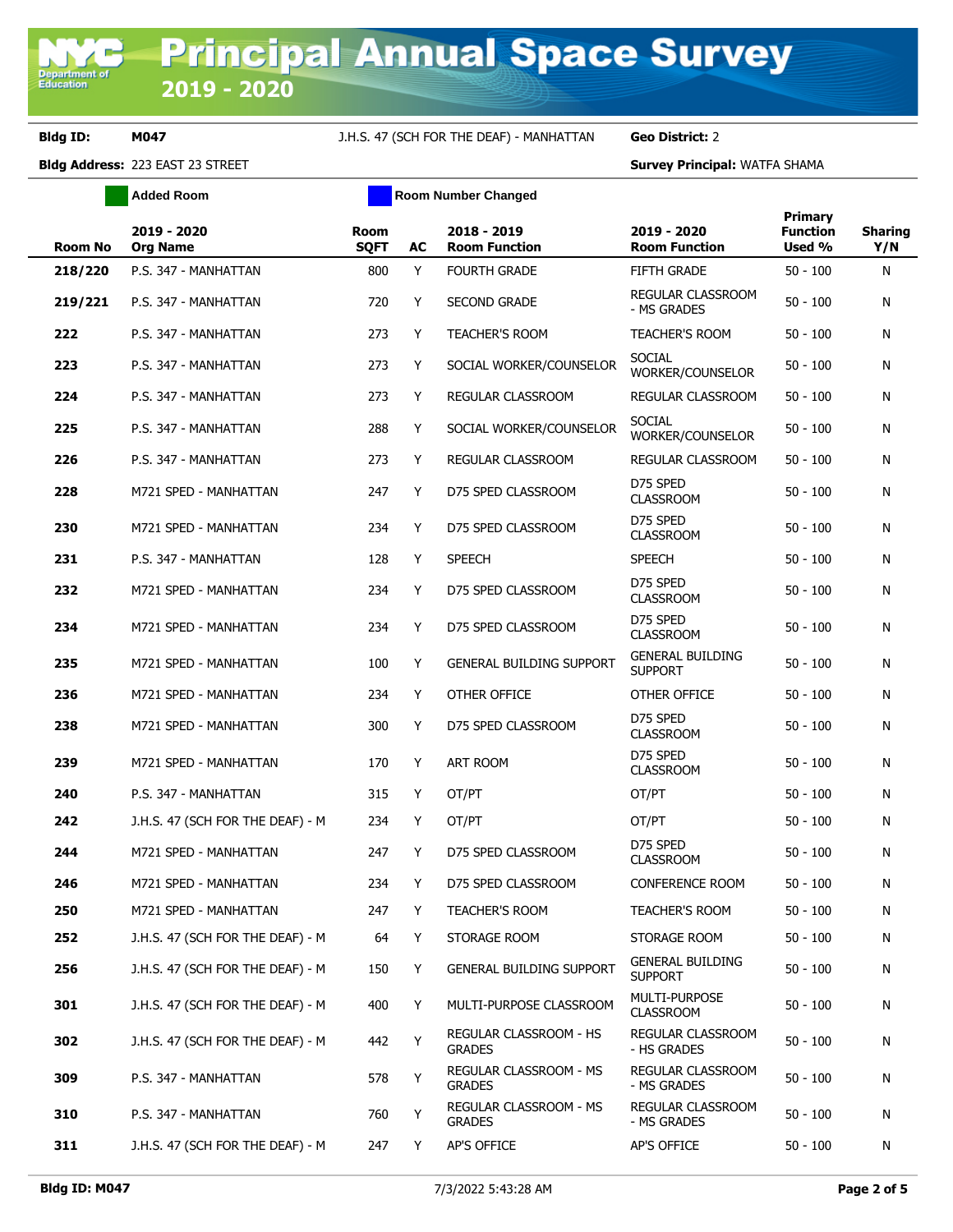# Principal Annual Space Survey 2019 - 2020

**Bldg ID:** M047 J.H.S. 47 (SCH FOR THE DEAF) - MANHATTAN **Geo District:** 2

**Bldg Address:** 223 EAST 23 STREET **Survey Principal:** WATFA SHAMA

Added Room | Room Number Changed

| Room No | 2019 - 2020 Org Name | Room SQFT | AC | 2018 - 2019 Room Function | 2019 - 2020 Room Function | Primary Function Used % | Sharing Y/N |
|---|---|---|---|---|---|---|---|
| 218/220 | P.S. 347 - MANHATTAN | 800 | Y | FOURTH GRADE | FIFTH GRADE | 50 - 100 | N |
| 219/221 | P.S. 347 - MANHATTAN | 720 | Y | SECOND GRADE | REGULAR CLASSROOM - MS GRADES | 50 - 100 | N |
| 222 | P.S. 347 - MANHATTAN | 273 | Y | TEACHER'S ROOM | TEACHER'S ROOM | 50 - 100 | N |
| 223 | P.S. 347 - MANHATTAN | 273 | Y | SOCIAL WORKER/COUNSELOR | SOCIAL WORKER/COUNSELOR | 50 - 100 | N |
| 224 | P.S. 347 - MANHATTAN | 273 | Y | REGULAR CLASSROOM | REGULAR CLASSROOM | 50 - 100 | N |
| 225 | P.S. 347 - MANHATTAN | 288 | Y | SOCIAL WORKER/COUNSELOR | SOCIAL WORKER/COUNSELOR | 50 - 100 | N |
| 226 | P.S. 347 - MANHATTAN | 273 | Y | REGULAR CLASSROOM | REGULAR CLASSROOM | 50 - 100 | N |
| 228 | M721 SPED - MANHATTAN | 247 | Y | D75 SPED CLASSROOM | D75 SPED CLASSROOM | 50 - 100 | N |
| 230 | M721 SPED - MANHATTAN | 234 | Y | D75 SPED CLASSROOM | D75 SPED CLASSROOM | 50 - 100 | N |
| 231 | P.S. 347 - MANHATTAN | 128 | Y | SPEECH | SPEECH | 50 - 100 | N |
| 232 | M721 SPED - MANHATTAN | 234 | Y | D75 SPED CLASSROOM | D75 SPED CLASSROOM | 50 - 100 | N |
| 234 | M721 SPED - MANHATTAN | 234 | Y | D75 SPED CLASSROOM | D75 SPED CLASSROOM | 50 - 100 | N |
| 235 | M721 SPED - MANHATTAN | 100 | Y | GENERAL BUILDING SUPPORT | GENERAL BUILDING SUPPORT | 50 - 100 | N |
| 236 | M721 SPED - MANHATTAN | 234 | Y | OTHER OFFICE | OTHER OFFICE | 50 - 100 | N |
| 238 | M721 SPED - MANHATTAN | 300 | Y | D75 SPED CLASSROOM | D75 SPED CLASSROOM | 50 - 100 | N |
| 239 | M721 SPED - MANHATTAN | 170 | Y | ART ROOM | D75 SPED CLASSROOM | 50 - 100 | N |
| 240 | P.S. 347 - MANHATTAN | 315 | Y | OT/PT | OT/PT | 50 - 100 | N |
| 242 | J.H.S. 47 (SCH FOR THE DEAF) - M | 234 | Y | OT/PT | OT/PT | 50 - 100 | N |
| 244 | M721 SPED - MANHATTAN | 247 | Y | D75 SPED CLASSROOM | D75 SPED CLASSROOM | 50 - 100 | N |
| 246 | M721 SPED - MANHATTAN | 234 | Y | D75 SPED CLASSROOM | CONFERENCE ROOM | 50 - 100 | N |
| 250 | M721 SPED - MANHATTAN | 247 | Y | TEACHER'S ROOM | TEACHER'S ROOM | 50 - 100 | N |
| 252 | J.H.S. 47 (SCH FOR THE DEAF) - M | 64 | Y | STORAGE ROOM | STORAGE ROOM | 50 - 100 | N |
| 256 | J.H.S. 47 (SCH FOR THE DEAF) - M | 150 | Y | GENERAL BUILDING SUPPORT | GENERAL BUILDING SUPPORT | 50 - 100 | N |
| 301 | J.H.S. 47 (SCH FOR THE DEAF) - M | 400 | Y | MULTI-PURPOSE CLASSROOM | MULTI-PURPOSE CLASSROOM | 50 - 100 | N |
| 302 | J.H.S. 47 (SCH FOR THE DEAF) - M | 442 | Y | REGULAR CLASSROOM - HS GRADES | REGULAR CLASSROOM - HS GRADES | 50 - 100 | N |
| 309 | P.S. 347 - MANHATTAN | 578 | Y | REGULAR CLASSROOM - MS GRADES | REGULAR CLASSROOM - MS GRADES | 50 - 100 | N |
| 310 | P.S. 347 - MANHATTAN | 760 | Y | REGULAR CLASSROOM - MS GRADES | REGULAR CLASSROOM - MS GRADES | 50 - 100 | N |
| 311 | J.H.S. 47 (SCH FOR THE DEAF) - M | 247 | Y | AP'S OFFICE | AP'S OFFICE | 50 - 100 | N |

Bldg ID: M047 7/3/2022 5:43:28 AM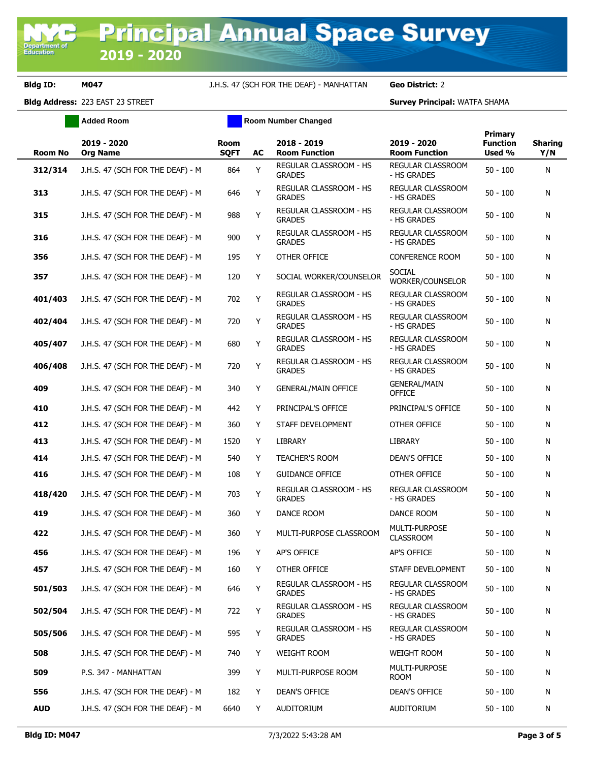**Bldg ID:** M047 J.H.S. 47 (SCH FOR THE DEAF) - MANHATTAN **Geo District:** 2

**Bldg Address:** 223 EAST 23 STREET **Survey Principal:** WATFA SHAMA

Added Room | Room Number Changed

| Room No | 2019 - 2020 Org Name | Room SQFT | AC | 2018 - 2019 Room Function | 2019 - 2020 Room Function | Primary Function Used % | Sharing Y/N |
|---|---|---|---|---|---|---|---|
| 312/314 | J.H.S. 47 (SCH FOR THE DEAF) - M | 864 | Y | REGULAR CLASSROOM - HS GRADES | REGULAR CLASSROOM - HS GRADES | 50 - 100 | N |
| 313 | J.H.S. 47 (SCH FOR THE DEAF) - M | 646 | Y | REGULAR CLASSROOM - HS GRADES | REGULAR CLASSROOM - HS GRADES | 50 - 100 | N |
| 315 | J.H.S. 47 (SCH FOR THE DEAF) - M | 988 | Y | REGULAR CLASSROOM - HS GRADES | REGULAR CLASSROOM - HS GRADES | 50 - 100 | N |
| 316 | J.H.S. 47 (SCH FOR THE DEAF) - M | 900 | Y | REGULAR CLASSROOM - HS GRADES | REGULAR CLASSROOM - HS GRADES | 50 - 100 | N |
| 356 | J.H.S. 47 (SCH FOR THE DEAF) - M | 195 | Y | OTHER OFFICE | CONFERENCE ROOM | 50 - 100 | N |
| 357 | J.H.S. 47 (SCH FOR THE DEAF) - M | 120 | Y | SOCIAL WORKER/COUNSELOR | SOCIAL WORKER/COUNSELOR | 50 - 100 | N |
| 401/403 | J.H.S. 47 (SCH FOR THE DEAF) - M | 702 | Y | REGULAR CLASSROOM - HS GRADES | REGULAR CLASSROOM - HS GRADES | 50 - 100 | N |
| 402/404 | J.H.S. 47 (SCH FOR THE DEAF) - M | 720 | Y | REGULAR CLASSROOM - HS GRADES | REGULAR CLASSROOM - HS GRADES | 50 - 100 | N |
| 405/407 | J.H.S. 47 (SCH FOR THE DEAF) - M | 680 | Y | REGULAR CLASSROOM - HS GRADES | REGULAR CLASSROOM - HS GRADES | 50 - 100 | N |
| 406/408 | J.H.S. 47 (SCH FOR THE DEAF) - M | 720 | Y | REGULAR CLASSROOM - HS GRADES | REGULAR CLASSROOM - HS GRADES | 50 - 100 | N |
| 409 | J.H.S. 47 (SCH FOR THE DEAF) - M | 340 | Y | GENERAL/MAIN OFFICE | GENERAL/MAIN OFFICE | 50 - 100 | N |
| 410 | J.H.S. 47 (SCH FOR THE DEAF) - M | 442 | Y | PRINCIPAL'S OFFICE | PRINCIPAL'S OFFICE | 50 - 100 | N |
| 412 | J.H.S. 47 (SCH FOR THE DEAF) - M | 360 | Y | STAFF DEVELOPMENT | OTHER OFFICE | 50 - 100 | N |
| 413 | J.H.S. 47 (SCH FOR THE DEAF) - M | 1520 | Y | LIBRARY | LIBRARY | 50 - 100 | N |
| 414 | J.H.S. 47 (SCH FOR THE DEAF) - M | 540 | Y | TEACHER'S ROOM | DEAN'S OFFICE | 50 - 100 | N |
| 416 | J.H.S. 47 (SCH FOR THE DEAF) - M | 108 | Y | GUIDANCE OFFICE | OTHER OFFICE | 50 - 100 | N |
| 418/420 | J.H.S. 47 (SCH FOR THE DEAF) - M | 703 | Y | REGULAR CLASSROOM - HS GRADES | REGULAR CLASSROOM - HS GRADES | 50 - 100 | N |
| 419 | J.H.S. 47 (SCH FOR THE DEAF) - M | 360 | Y | DANCE ROOM | DANCE ROOM | 50 - 100 | N |
| 422 | J.H.S. 47 (SCH FOR THE DEAF) - M | 360 | Y | MULTI-PURPOSE CLASSROOM | MULTI-PURPOSE CLASSROOM | 50 - 100 | N |
| 456 | J.H.S. 47 (SCH FOR THE DEAF) - M | 196 | Y | AP'S OFFICE | AP'S OFFICE | 50 - 100 | N |
| 457 | J.H.S. 47 (SCH FOR THE DEAF) - M | 160 | Y | OTHER OFFICE | STAFF DEVELOPMENT | 50 - 100 | N |
| 501/503 | J.H.S. 47 (SCH FOR THE DEAF) - M | 646 | Y | REGULAR CLASSROOM - HS GRADES | REGULAR CLASSROOM - HS GRADES | 50 - 100 | N |
| 502/504 | J.H.S. 47 (SCH FOR THE DEAF) - M | 722 | Y | REGULAR CLASSROOM - HS GRADES | REGULAR CLASSROOM - HS GRADES | 50 - 100 | N |
| 505/506 | J.H.S. 47 (SCH FOR THE DEAF) - M | 595 | Y | REGULAR CLASSROOM - HS GRADES | REGULAR CLASSROOM - HS GRADES | 50 - 100 | N |
| 508 | J.H.S. 47 (SCH FOR THE DEAF) - M | 740 | Y | WEIGHT ROOM | WEIGHT ROOM | 50 - 100 | N |
| 509 | P.S. 347 - MANHATTAN | 399 | Y | MULTI-PURPOSE ROOM | MULTI-PURPOSE ROOM | 50 - 100 | N |
| 556 | J.H.S. 47 (SCH FOR THE DEAF) - M | 182 | Y | DEAN'S OFFICE | DEAN'S OFFICE | 50 - 100 | N |
| AUD | J.H.S. 47 (SCH FOR THE DEAF) - M | 6640 | Y | AUDITORIUM | AUDITORIUM | 50 - 100 | N |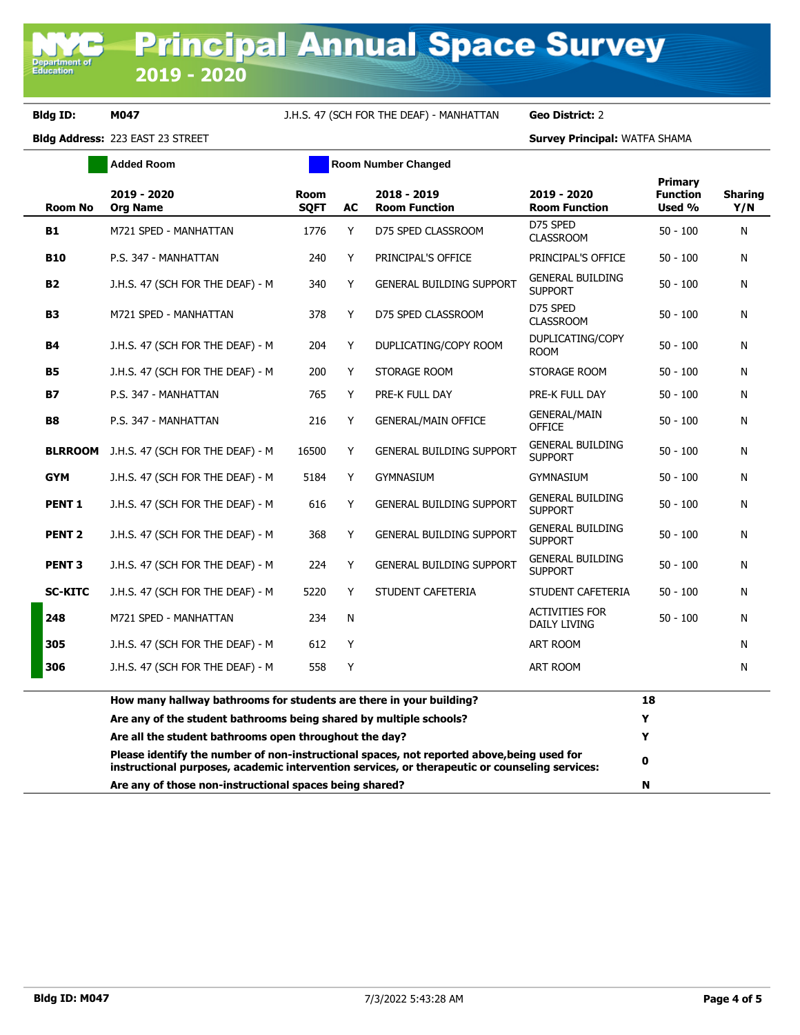# Principal Annual Space Survey 2019 - 2020

**Bldg ID:** M047 J.H.S. 47 (SCH FOR THE DEAF) - MANHATTAN **Geo District:** 2

**Bldg Address:** 223 EAST 23 STREET **Survey Principal:** WATFA SHAMA

Added Room | Room Number Changed

| Room No | 2019 - 2020 Org Name | Room SQFT | AC | 2018 - 2019 Room Function | 2019 - 2020 Room Function | Primary Function Used % | Sharing Y/N |
|---|---|---|---|---|---|---|---|
| B1 | M721 SPED - MANHATTAN | 1776 | Y | D75 SPED CLASSROOM | D75 SPED CLASSROOM | 50 - 100 | N |
| B10 | P.S. 347 - MANHATTAN | 240 | Y | PRINCIPAL'S OFFICE | PRINCIPAL'S OFFICE | 50 - 100 | N |
| B2 | J.H.S. 47 (SCH FOR THE DEAF) - M | 340 | Y | GENERAL BUILDING SUPPORT | GENERAL BUILDING SUPPORT | 50 - 100 | N |
| B3 | M721 SPED - MANHATTAN | 378 | Y | D75 SPED CLASSROOM | D75 SPED CLASSROOM | 50 - 100 | N |
| B4 | J.H.S. 47 (SCH FOR THE DEAF) - M | 204 | Y | DUPLICATING/COPY ROOM | DUPLICATING/COPY ROOM | 50 - 100 | N |
| B5 | J.H.S. 47 (SCH FOR THE DEAF) - M | 200 | Y | STORAGE ROOM | STORAGE ROOM | 50 - 100 | N |
| B7 | P.S. 347 - MANHATTAN | 765 | Y | PRE-K FULL DAY | PRE-K FULL DAY | 50 - 100 | N |
| B8 | P.S. 347 - MANHATTAN | 216 | Y | GENERAL/MAIN OFFICE | GENERAL/MAIN OFFICE | 50 - 100 | N |
| BLRROOM | J.H.S. 47 (SCH FOR THE DEAF) - M | 16500 | Y | GENERAL BUILDING SUPPORT | GENERAL BUILDING SUPPORT | 50 - 100 | N |
| GYM | J.H.S. 47 (SCH FOR THE DEAF) - M | 5184 | Y | GYMNASIUM | GYMNASIUM | 50 - 100 | N |
| PENT 1 | J.H.S. 47 (SCH FOR THE DEAF) - M | 616 | Y | GENERAL BUILDING SUPPORT | GENERAL BUILDING SUPPORT | 50 - 100 | N |
| PENT 2 | J.H.S. 47 (SCH FOR THE DEAF) - M | 368 | Y | GENERAL BUILDING SUPPORT | GENERAL BUILDING SUPPORT | 50 - 100 | N |
| PENT 3 | J.H.S. 47 (SCH FOR THE DEAF) - M | 224 | Y | GENERAL BUILDING SUPPORT | GENERAL BUILDING SUPPORT | 50 - 100 | N |
| SC-KITC | J.H.S. 47 (SCH FOR THE DEAF) - M | 5220 | Y | STUDENT CAFETERIA | STUDENT CAFETERIA | 50 - 100 | N |
| 248 | M721 SPED - MANHATTAN | 234 | N | | ACTIVITIES FOR DAILY LIVING | 50 - 100 | N |
| 305 | J.H.S. 47 (SCH FOR THE DEAF) - M | 612 | Y | | ART ROOM | | N |
| 306 | J.H.S. 47 (SCH FOR THE DEAF) - M | 558 | Y | | ART ROOM | | N |

| Question | Answer |
|---|---|
| How many hallway bathrooms for students are there in your building? | 18 |
| Are any of the student bathrooms being shared by multiple schools? | Y |
| Are all the student bathrooms open throughout the day? | Y |
| Please identify the number of non-instructional spaces, not reported above,being used for instructional purposes, academic intervention services, or therapeutic or counseling services: | 0 |
| Are any of those non-instructional spaces being shared? | N |

**Bldg ID: M047** 7/3/2022 5:43:28 AM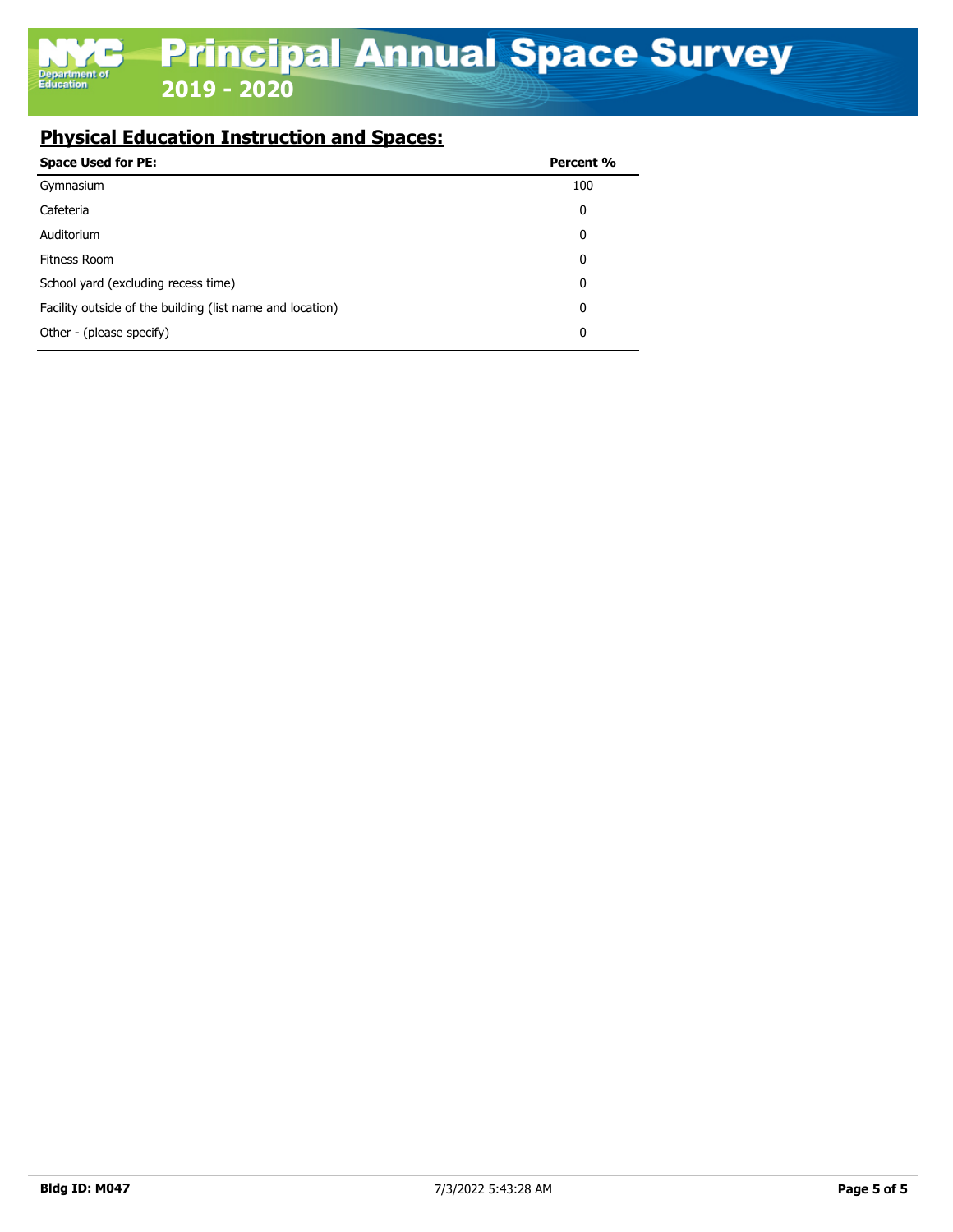## Physical Education Instruction and Spaces:

| Space Used for PE: | Percent % |
| --- | --- |
| Gymnasium | 100 |
| Cafeteria | 0 |
| Auditorium | 0 |
| Fitness Room | 0 |
| School yard (excluding recess time) | 0 |
| Facility outside of the building (list name and location) | 0 |
| Other - (please specify) | 0 |